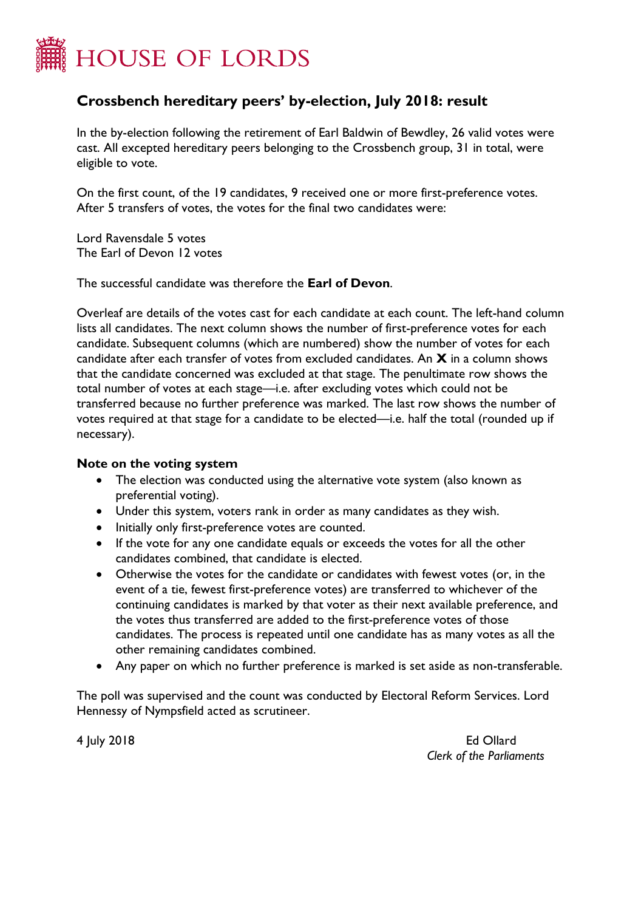# HOUSE OF LORDS

## Crossbench hereditary peers' by-election, July 2018: result

In the by-election following the retirement of Earl Baldwin of Bewdley, 26 valid votes were cast. All excepted hereditary peers belonging to the Crossbench group, 31 in total, were eligible to vote.

On the first count, of the 19 candidates, 9 received one or more first-preference votes. After 5 transfers of votes, the votes for the final two candidates were:

Lord Ravensdale 5 votes
The Earl of Devon 12 votes

The successful candidate was therefore the **Earl of Devon**.

Overleaf are details of the votes cast for each candidate at each count. The left-hand column lists all candidates. The next column shows the number of first-preference votes for each candidate. Subsequent columns (which are numbered) show the number of votes for each candidate after each transfer of votes from excluded candidates. An **X** in a column shows that the candidate concerned was excluded at that stage. The penultimate row shows the total number of votes at each stage—i.e. after excluding votes which could not be transferred because no further preference was marked. The last row shows the number of votes required at that stage for a candidate to be elected—i.e. half the total (rounded up if necessary).

### Note on the voting system

- The election was conducted using the alternative vote system (also known as preferential voting).
- Under this system, voters rank in order as many candidates as they wish.
- Initially only first-preference votes are counted.
- If the vote for any one candidate equals or exceeds the votes for all the other candidates combined, that candidate is elected.
- Otherwise the votes for the candidate or candidates with fewest votes (or, in the event of a tie, fewest first-preference votes) are transferred to whichever of the continuing candidates is marked by that voter as their next available preference, and the votes thus transferred are added to the first-preference votes of those candidates. The process is repeated until one candidate has as many votes as all the other remaining candidates combined.
- Any paper on which no further preference is marked is set aside as non-transferable.

The poll was supervised and the count was conducted by Electoral Reform Services. Lord Hennessy of Nympsfield acted as scrutineer.

4 July 2018

Ed Ollard
*Clerk of the Parliaments*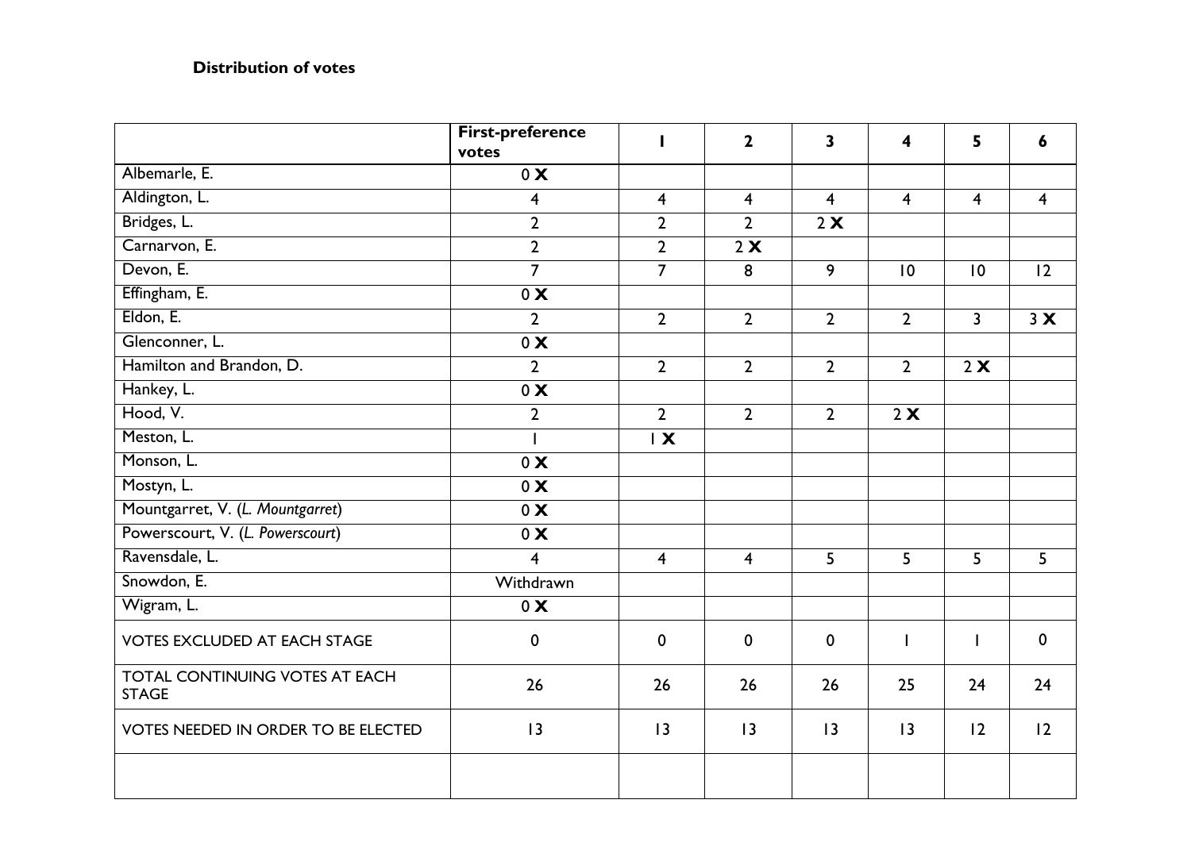**Distribution of votes**

| | First-preference votes | 1 | 2 | 3 | 4 | 5 | 6 |
|---|---|---|---|---|---|---|---|
| Albemarle, E. | 0 **X** | | | | | | |
| Aldington, L. | 4 | 4 | 4 | 4 | 4 | 4 | 4 |
| Bridges, L. | 2 | 2 | 2 | 2 **X** | | | |
| Carnarvon, E. | 2 | 2 | 2 **X** | | | | |
| Devon, E. | 7 | 7 | 8 | 9 | 10 | 10 | 12 |
| Effingham, E. | 0 **X** | | | | | | |
| Eldon, E. | 2 | 2 | 2 | 2 | 2 | 3 | 3 **X** |
| Glenconner, L. | 0 **X** | | | | | | |
| Hamilton and Brandon, D. | 2 | 2 | 2 | 2 | 2 | 2 **X** | |
| Hankey, L. | 0 **X** | | | | | | |
| Hood, V. | 2 | 2 | 2 | 2 | 2 **X** | | |
| Meston, L. | 1 | 1 **X** | | | | | |
| Monson, L. | 0 **X** | | | | | | |
| Mostyn, L. | 0 **X** | | | | | | |
| Mountgarret, V. (*L. Mountgarret*) | 0 **X** | | | | | | |
| Powerscourt, V. (*L. Powerscourt*) | 0 **X** | | | | | | |
| Ravensdale, L. | 4 | 4 | 4 | 5 | 5 | 5 | 5 |
| Snowdon, E. | Withdrawn | | | | | | |
| Wigram, L. | 0 **X** | | | | | | |
| VOTES EXCLUDED AT EACH STAGE | 0 | 0 | 0 | 0 | 1 | 1 | 0 |
| TOTAL CONTINUING VOTES AT EACH STAGE | 26 | 26 | 26 | 26 | 25 | 24 | 24 |
| VOTES NEEDED IN ORDER TO BE ELECTED | 13 | 13 | 13 | 13 | 13 | 12 | 12 |
| | | | | | | | |